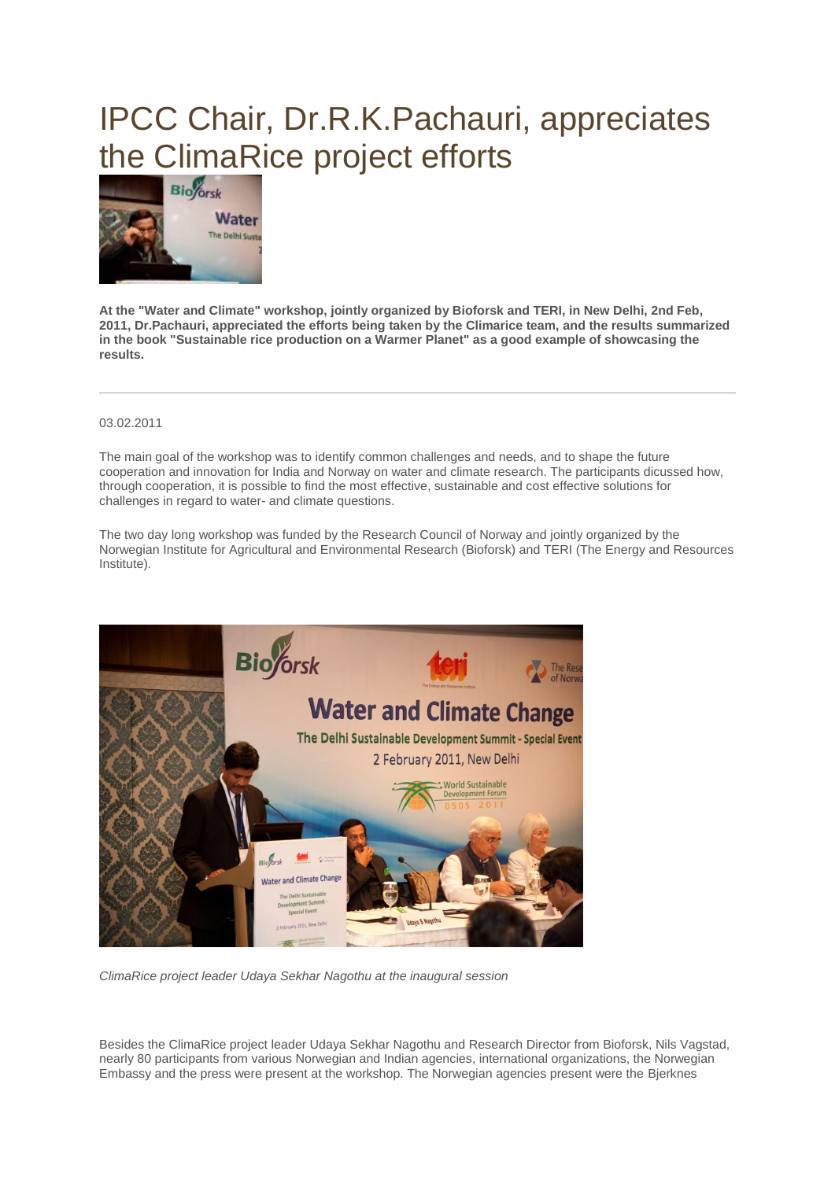# IPCC Chair, Dr.R.K.Pachauri, appreciates the ClimaRice project efforts

**At the "Water and Climate" workshop, jointly organized by Bioforsk and TERI, in New Delhi, 2nd Feb, 2011, Dr.Pachauri, appreciated the efforts being taken by the Climarice team, and the results summarized in the book "Sustainable rice production on a Warmer Planet" as a good example of showcasing the results.**

---

03.02.2011

The main goal of the workshop was to identify common challenges and needs, and to shape the future cooperation and innovation for India and Norway on water and climate research. The participants dicussed how, through cooperation, it is possible to find the most effective, sustainable and cost effective solutions for challenges in regard to water- and climate questions.

The two day long workshop was funded by the Research Council of Norway and jointly organized by the Norwegian Institute for Agricultural and Environmental Research (Bioforsk) and TERI (The Energy and Resources Institute).

*ClimaRice project leader Udaya Sekhar Nagothu at the inaugural session*

Besides the ClimaRice project leader Udaya Sekhar Nagothu and Research Director from Bioforsk, Nils Vagstad, nearly 80 participants from various Norwegian and Indian agencies, international organizations, the Norwegian Embassy and the press were present at the workshop. The Norwegian agencies present were the Bjerknes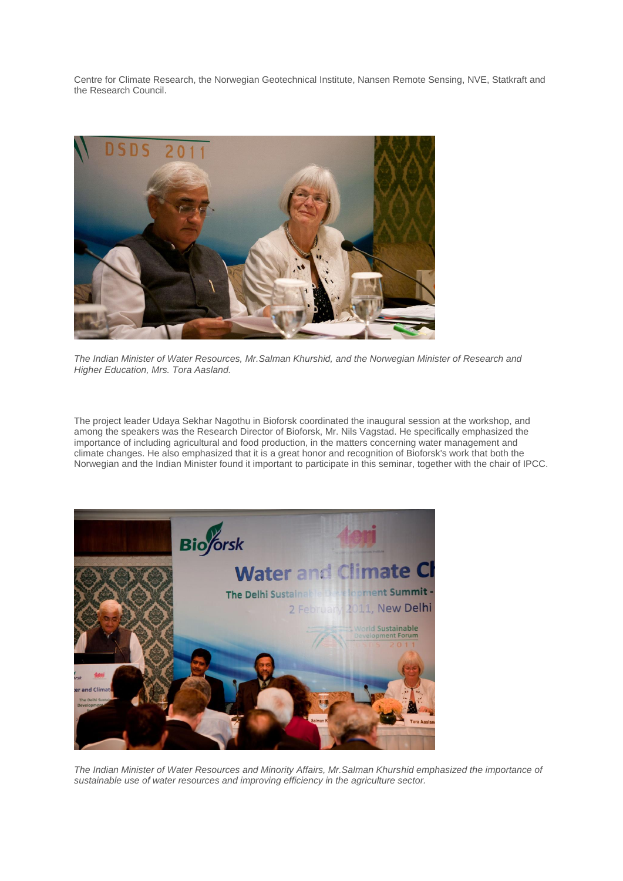Centre for Climate Research, the Norwegian Geotechnical Institute, Nansen Remote Sensing, NVE, Statkraft and the Research Council.

*The Indian Minister of Water Resources, Mr.Salman Khurshid, and the Norwegian Minister of Research and Higher Education, Mrs. Tora Aasland.*

The project leader Udaya Sekhar Nagothu in Bioforsk coordinated the inaugural session at the workshop, and among the speakers was the Research Director of Bioforsk, Mr. Nils Vagstad. He specifically emphasized the importance of including agricultural and food production, in the matters concerning water management and climate changes. He also emphasized that it is a great honor and recognition of Bioforsk's work that both the Norwegian and the Indian Minister found it important to participate in this seminar, together with the chair of IPCC.

*The Indian Minister of Water Resources and Minority Affairs, Mr.Salman Khurshid emphasized the importance of sustainable use of water resources and improving efficiency in the agriculture sector.*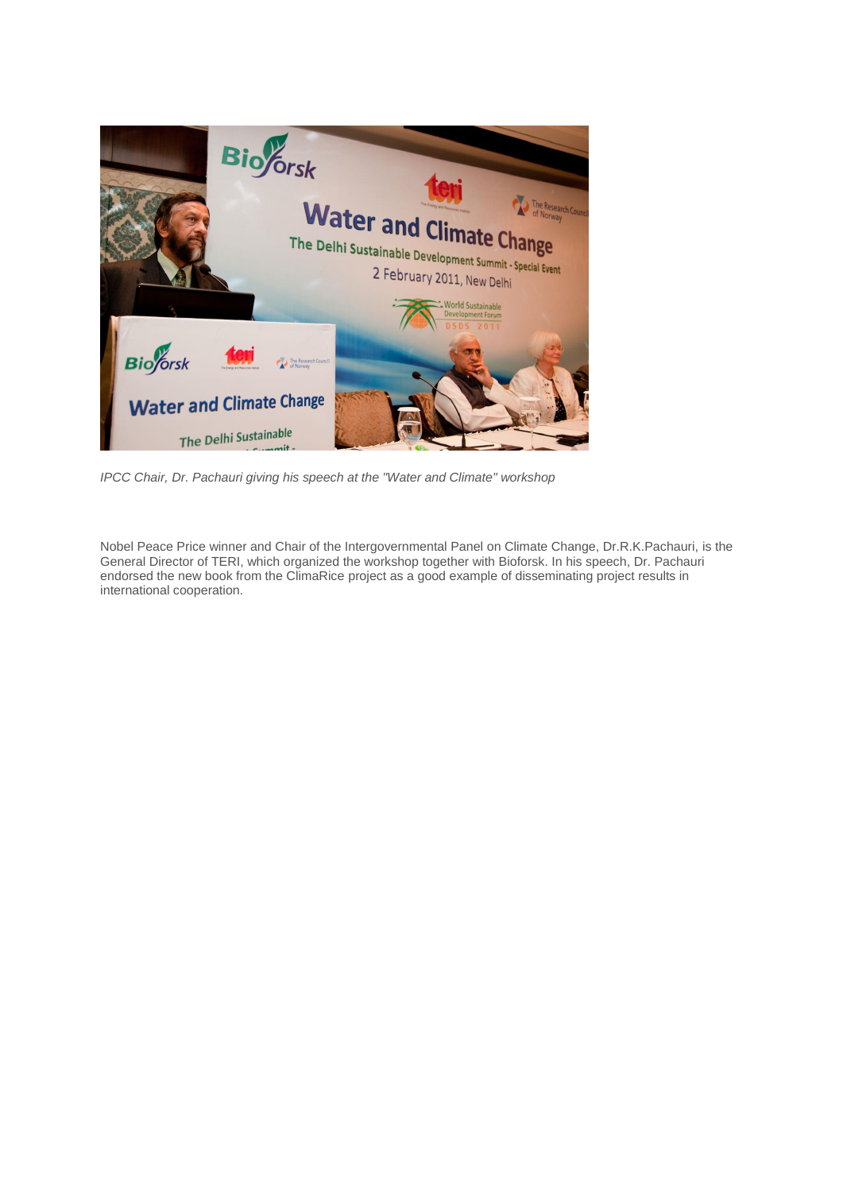*IPCC Chair, Dr. Pachauri giving his speech at the "Water and Climate" workshop*

Nobel Peace Price winner and Chair of the Intergovernmental Panel on Climate Change, Dr.R.K.Pachauri, is the General Director of TERI, which organized the workshop together with Bioforsk. In his speech, Dr. Pachauri endorsed the new book from the ClimaRice project as a good example of disseminating project results in international cooperation.